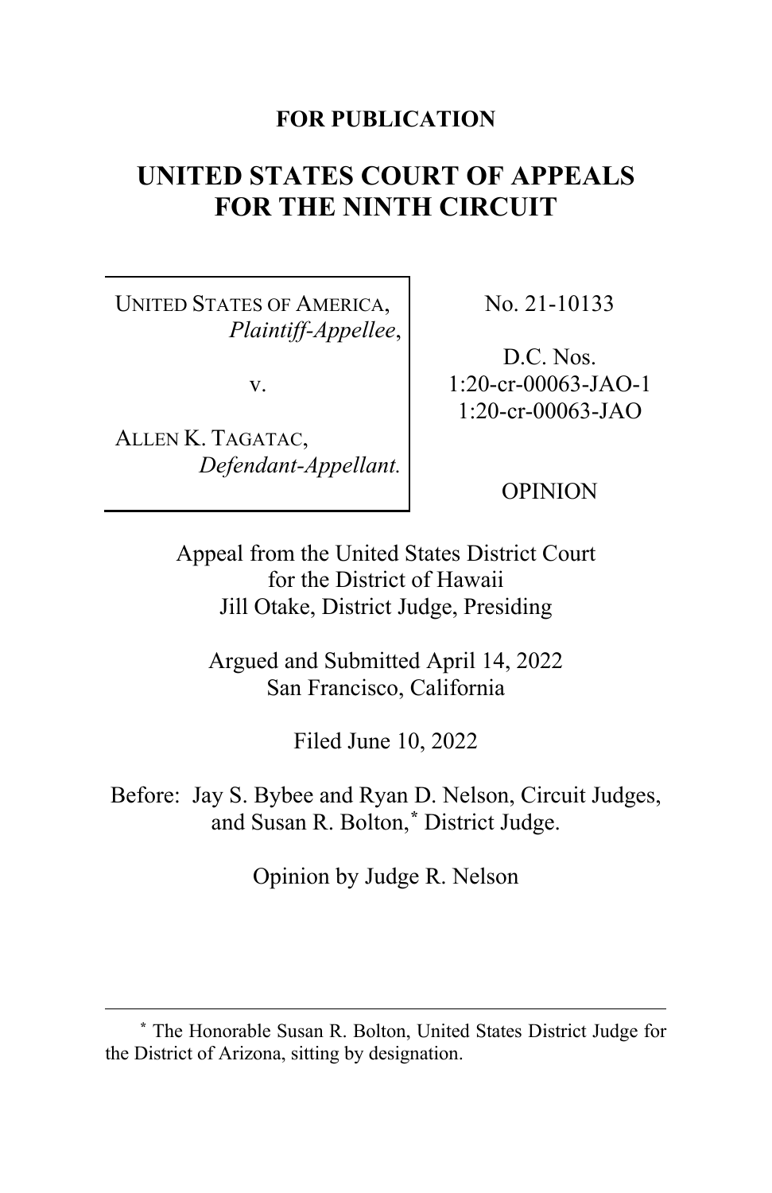**FOR PUBLICATION**

# UNITED STATES COURT OF APPEALS FOR THE NINTH CIRCUIT

| | |
|---|---|
| UNITED STATES OF AMERICA, *Plaintiff-Appellee*, v. ALLEN K. TAGATAC, *Defendant-Appellant.* | No. 21-10133 D.C. Nos. 1:20-cr-00063-JAO-1 1:20-cr-00063-JAO OPINION |

Appeal from the United States District Court for the District of Hawaii
Jill Otake, District Judge, Presiding

Argued and Submitted April 14, 2022
San Francisco, California

Filed June 10, 2022

Before: Jay S. Bybee and Ryan D. Nelson, Circuit Judges, and Susan R. Bolton,[*] District Judge.

Opinion by Judge R. Nelson

---

[*] The Honorable Susan R. Bolton, United States District Judge for the District of Arizona, sitting by designation.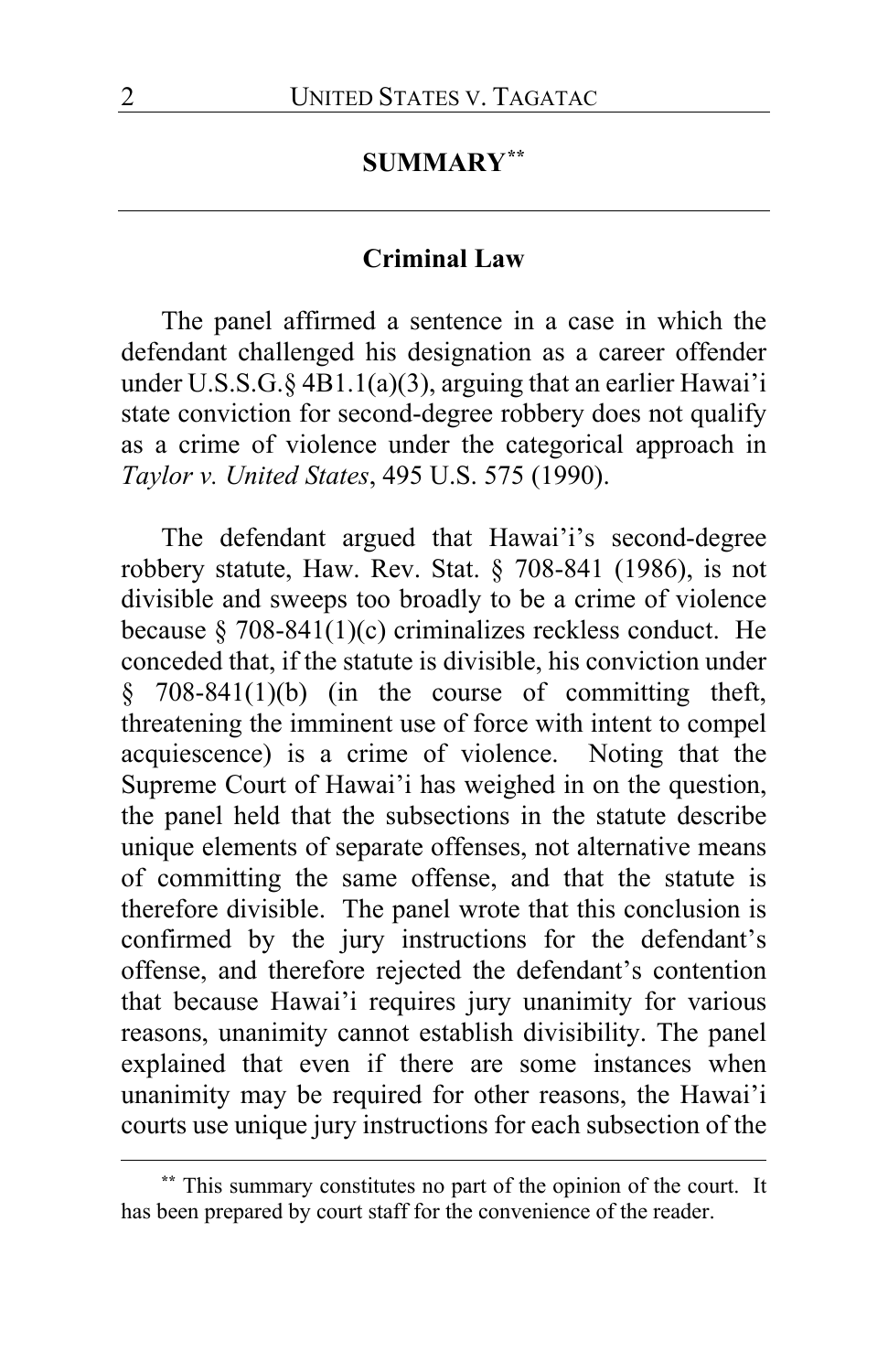## SUMMARY[**]

### Criminal Law

The panel affirmed a sentence in a case in which the defendant challenged his designation as a career offender under U.S.S.G.§ 4B1.1(a)(3), arguing that an earlier Hawai'i state conviction for second-degree robbery does not qualify as a crime of violence under the categorical approach in *Taylor v. United States*, 495 U.S. 575 (1990).

The defendant argued that Hawai'i's second-degree robbery statute, Haw. Rev. Stat. § 708-841 (1986), is not divisible and sweeps too broadly to be a crime of violence because § 708-841(1)(c) criminalizes reckless conduct. He conceded that, if the statute is divisible, his conviction under § 708-841(1)(b) (in the course of committing theft, threatening the imminent use of force with intent to compel acquiescence) is a crime of violence. Noting that the Supreme Court of Hawai'i has weighed in on the question, the panel held that the subsections in the statute describe unique elements of separate offenses, not alternative means of committing the same offense, and that the statute is therefore divisible. The panel wrote that this conclusion is confirmed by the jury instructions for the defendant's offense, and therefore rejected the defendant's contention that because Hawai'i requires jury unanimity for various reasons, unanimity cannot establish divisibility. The panel explained that even if there are some instances when unanimity may be required for other reasons, the Hawai'i courts use unique jury instructions for each subsection of the

[**] This summary constitutes no part of the opinion of the court. It has been prepared by court staff for the convenience of the reader.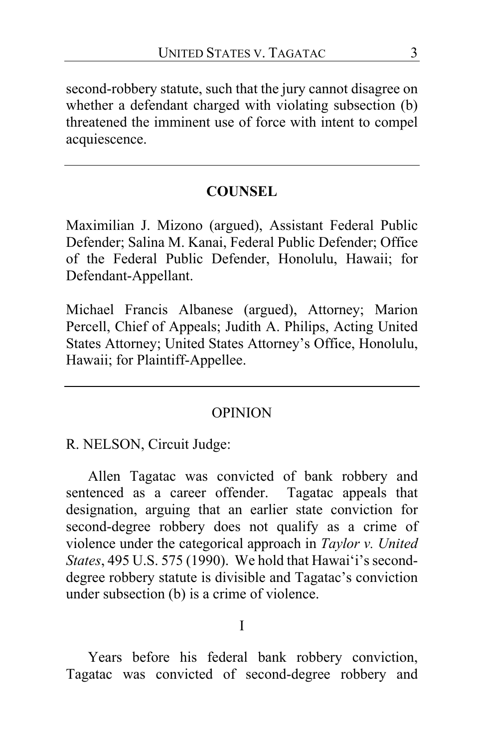second-robbery statute, such that the jury cannot disagree on whether a defendant charged with violating subsection (b) threatened the imminent use of force with intent to compel acquiescence.

---

## COUNSEL

Maximilian J. Mizono (argued), Assistant Federal Public Defender; Salina M. Kanai, Federal Public Defender; Office of the Federal Public Defender, Honolulu, Hawaii; for Defendant-Appellant.

Michael Francis Albanese (argued), Attorney; Marion Percell, Chief of Appeals; Judith A. Philips, Acting United States Attorney; United States Attorney's Office, Honolulu, Hawaii; for Plaintiff-Appellee.

---

## OPINION

R. NELSON, Circuit Judge:

Allen Tagatac was convicted of bank robbery and sentenced as a career offender. Tagatac appeals that designation, arguing that an earlier state conviction for second-degree robbery does not qualify as a crime of violence under the categorical approach in *Taylor v. United States*, 495 U.S. 575 (1990). We hold that Hawaiʻi's second-degree robbery statute is divisible and Tagatac's conviction under subsection (b) is a crime of violence.

I

Years before his federal bank robbery conviction, Tagatac was convicted of second-degree robbery and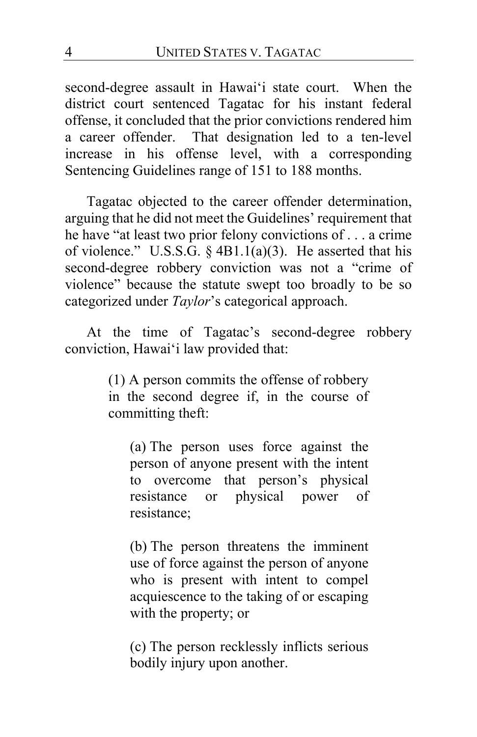second-degree assault in Hawai‘i state court. When the district court sentenced Tagatac for his instant federal offense, it concluded that the prior convictions rendered him a career offender. That designation led to a ten-level increase in his offense level, with a corresponding Sentencing Guidelines range of 151 to 188 months.

Tagatac objected to the career offender determination, arguing that he did not meet the Guidelines' requirement that he have "at least two prior felony convictions of . . . a crime of violence." U.S.S.G. § 4B1.1(a)(3). He asserted that his second-degree robbery conviction was not a "crime of violence" because the statute swept too broadly to be so categorized under *Taylor*'s categorical approach.

At the time of Tagatac's second-degree robbery conviction, Hawai‘i law provided that:

> (1) A person commits the offense of robbery in the second degree if, in the course of committing theft:
>
> > (a) The person uses force against the person of anyone present with the intent to overcome that person's physical resistance or physical power of resistance;
> >
> > (b) The person threatens the imminent use of force against the person of anyone who is present with intent to compel acquiescence to the taking of or escaping with the property; or
> >
> > (c) The person recklessly inflicts serious bodily injury upon another.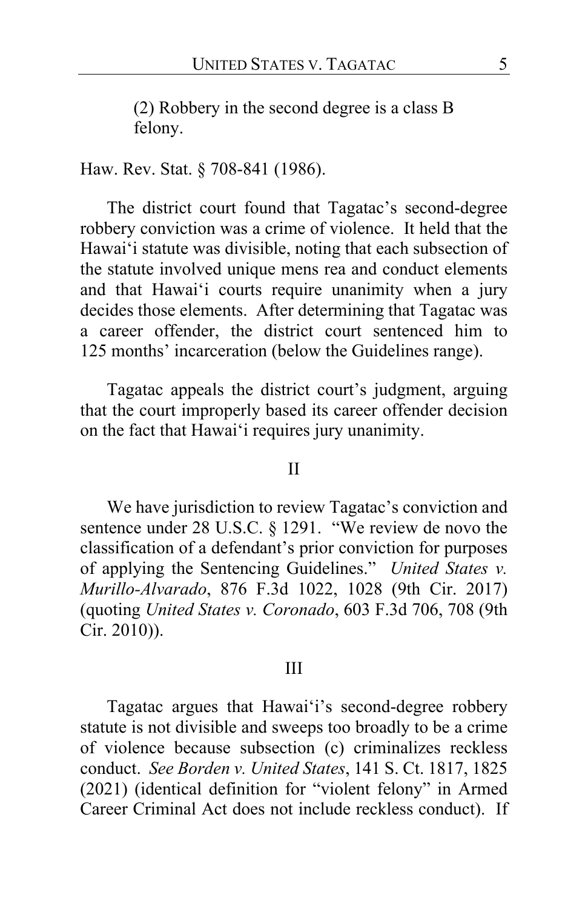> (2) Robbery in the second degree is a class B felony.

Haw. Rev. Stat. § 708-841 (1986).

The district court found that Tagatac's second-degree robbery conviction was a crime of violence. It held that the Hawai'i statute was divisible, noting that each subsection of the statute involved unique mens rea and conduct elements and that Hawai'i courts require unanimity when a jury decides those elements. After determining that Tagatac was a career offender, the district court sentenced him to 125 months' incarceration (below the Guidelines range).

Tagatac appeals the district court's judgment, arguing that the court improperly based its career offender decision on the fact that Hawai'i requires jury unanimity.

## II

We have jurisdiction to review Tagatac's conviction and sentence under 28 U.S.C. § 1291. "We review de novo the classification of a defendant's prior conviction for purposes of applying the Sentencing Guidelines." *United States v. Murillo-Alvarado*, 876 F.3d 1022, 1028 (9th Cir. 2017) (quoting *United States v. Coronado*, 603 F.3d 706, 708 (9th Cir. 2010)).

## III

Tagatac argues that Hawai'i's second-degree robbery statute is not divisible and sweeps too broadly to be a crime of violence because subsection (c) criminalizes reckless conduct. *See Borden v. United States*, 141 S. Ct. 1817, 1825 (2021) (identical definition for "violent felony" in Armed Career Criminal Act does not include reckless conduct). If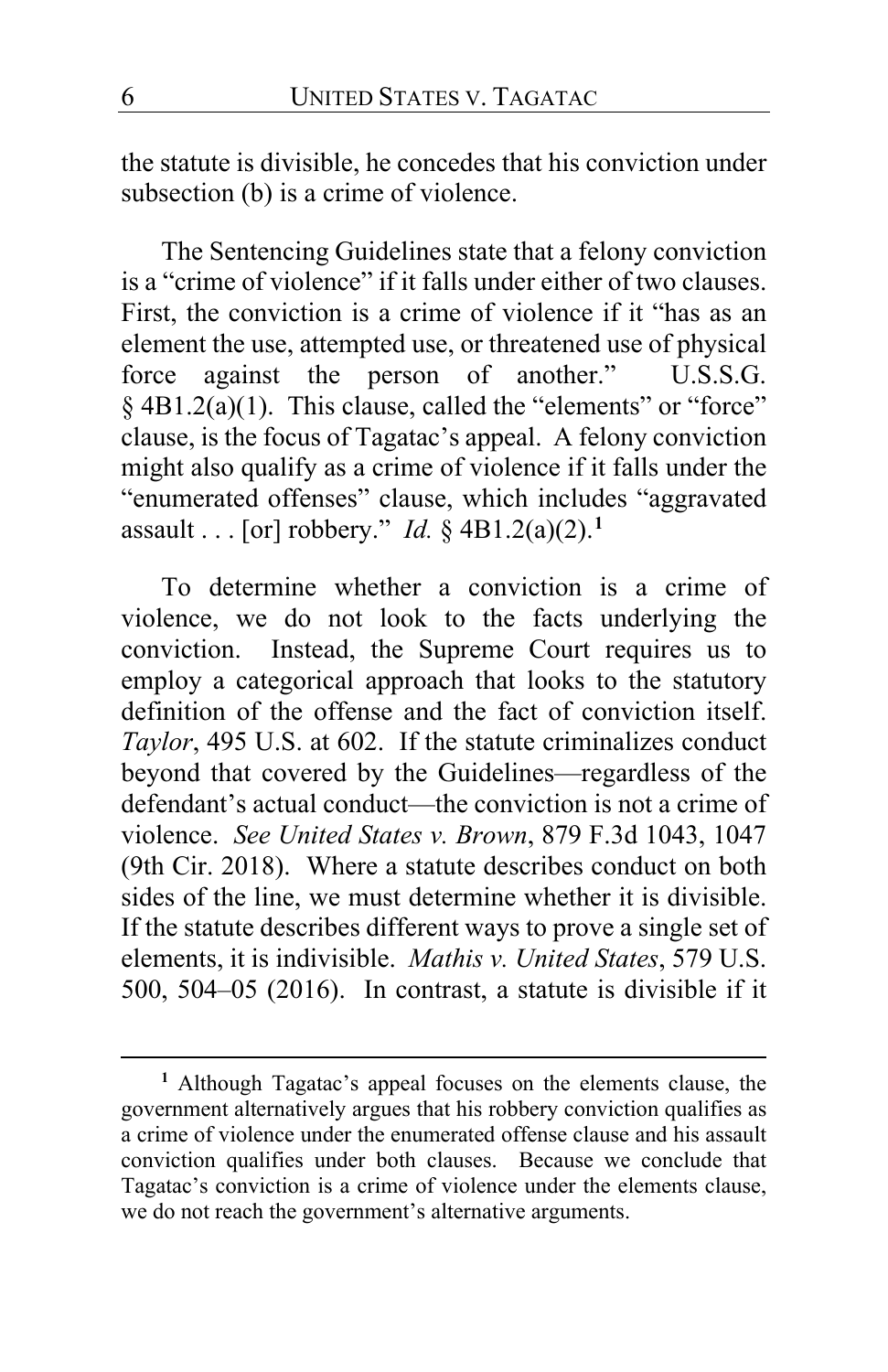the statute is divisible, he concedes that his conviction under subsection (b) is a crime of violence.

The Sentencing Guidelines state that a felony conviction is a "crime of violence" if it falls under either of two clauses. First, the conviction is a crime of violence if it "has as an element the use, attempted use, or threatened use of physical force against the person of another." U.S.S.G. § 4B1.2(a)(1). This clause, called the "elements" or "force" clause, is the focus of Tagatac's appeal. A felony conviction might also qualify as a crime of violence if it falls under the "enumerated offenses" clause, which includes "aggravated assault . . . [or] robbery." *Id.* § 4B1.2(a)(2).[1]

To determine whether a conviction is a crime of violence, we do not look to the facts underlying the conviction. Instead, the Supreme Court requires us to employ a categorical approach that looks to the statutory definition of the offense and the fact of conviction itself. *Taylor*, 495 U.S. at 602. If the statute criminalizes conduct beyond that covered by the Guidelines—regardless of the defendant's actual conduct—the conviction is not a crime of violence. *See United States v. Brown*, 879 F.3d 1043, 1047 (9th Cir. 2018). Where a statute describes conduct on both sides of the line, we must determine whether it is divisible. If the statute describes different ways to prove a single set of elements, it is indivisible. *Mathis v. United States*, 579 U.S. 500, 504–05 (2016). In contrast, a statute is divisible if it

---

[1] Although Tagatac's appeal focuses on the elements clause, the government alternatively argues that his robbery conviction qualifies as a crime of violence under the enumerated offense clause and his assault conviction qualifies under both clauses. Because we conclude that Tagatac's conviction is a crime of violence under the elements clause, we do not reach the government's alternative arguments.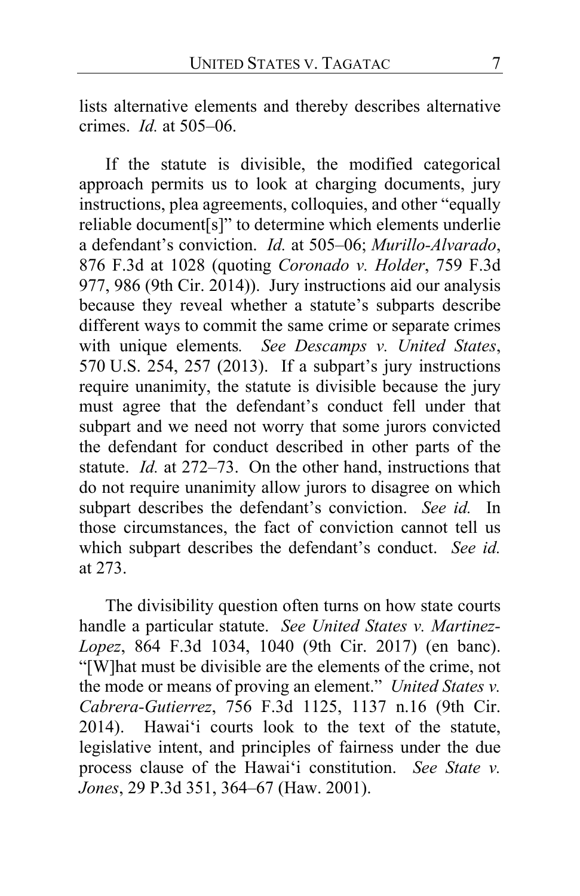lists alternative elements and thereby describes alternative crimes. *Id.* at 505–06.

If the statute is divisible, the modified categorical approach permits us to look at charging documents, jury instructions, plea agreements, colloquies, and other "equally reliable document[s]" to determine which elements underlie a defendant's conviction. *Id.* at 505–06; *Murillo-Alvarado*, 876 F.3d at 1028 (quoting *Coronado v. Holder*, 759 F.3d 977, 986 (9th Cir. 2014)). Jury instructions aid our analysis because they reveal whether a statute's subparts describe different ways to commit the same crime or separate crimes with unique elements. *See Descamps v. United States*, 570 U.S. 254, 257 (2013). If a subpart's jury instructions require unanimity, the statute is divisible because the jury must agree that the defendant's conduct fell under that subpart and we need not worry that some jurors convicted the defendant for conduct described in other parts of the statute. *Id.* at 272–73. On the other hand, instructions that do not require unanimity allow jurors to disagree on which subpart describes the defendant's conviction. *See id.* In those circumstances, the fact of conviction cannot tell us which subpart describes the defendant's conduct. *See id.* at 273.

The divisibility question often turns on how state courts handle a particular statute. *See United States v. Martinez-Lopez*, 864 F.3d 1034, 1040 (9th Cir. 2017) (en banc). "[W]hat must be divisible are the elements of the crime, not the mode or means of proving an element." *United States v. Cabrera-Gutierrez*, 756 F.3d 1125, 1137 n.16 (9th Cir. 2014). Hawai'i courts look to the text of the statute, legislative intent, and principles of fairness under the due process clause of the Hawai'i constitution. *See State v. Jones*, 29 P.3d 351, 364–67 (Haw. 2001).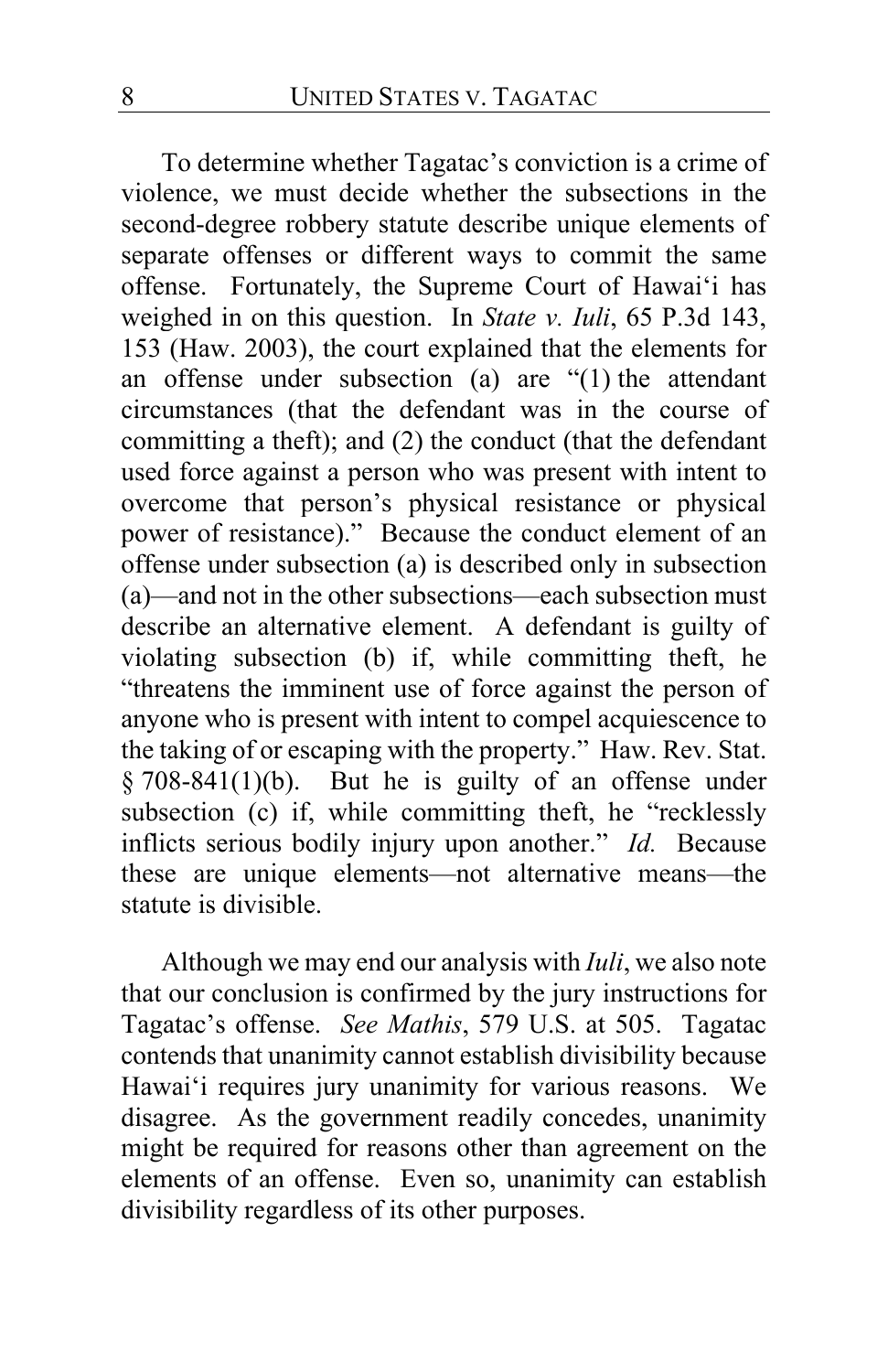To determine whether Tagatac's conviction is a crime of violence, we must decide whether the subsections in the second-degree robbery statute describe unique elements of separate offenses or different ways to commit the same offense. Fortunately, the Supreme Court of Hawai'i has weighed in on this question. In *State v. Iuli*, 65 P.3d 143, 153 (Haw. 2003), the court explained that the elements for an offense under subsection (a) are "(1) the attendant circumstances (that the defendant was in the course of committing a theft); and (2) the conduct (that the defendant used force against a person who was present with intent to overcome that person's physical resistance or physical power of resistance)." Because the conduct element of an offense under subsection (a) is described only in subsection (a)—and not in the other subsections—each subsection must describe an alternative element. A defendant is guilty of violating subsection (b) if, while committing theft, he "threatens the imminent use of force against the person of anyone who is present with intent to compel acquiescence to the taking of or escaping with the property." Haw. Rev. Stat. § 708-841(1)(b). But he is guilty of an offense under subsection (c) if, while committing theft, he "recklessly inflicts serious bodily injury upon another." *Id.* Because these are unique elements—not alternative means—the statute is divisible.

Although we may end our analysis with *Iuli*, we also note that our conclusion is confirmed by the jury instructions for Tagatac's offense. *See Mathis*, 579 U.S. at 505. Tagatac contends that unanimity cannot establish divisibility because Hawai'i requires jury unanimity for various reasons. We disagree. As the government readily concedes, unanimity might be required for reasons other than agreement on the elements of an offense. Even so, unanimity can establish divisibility regardless of its other purposes.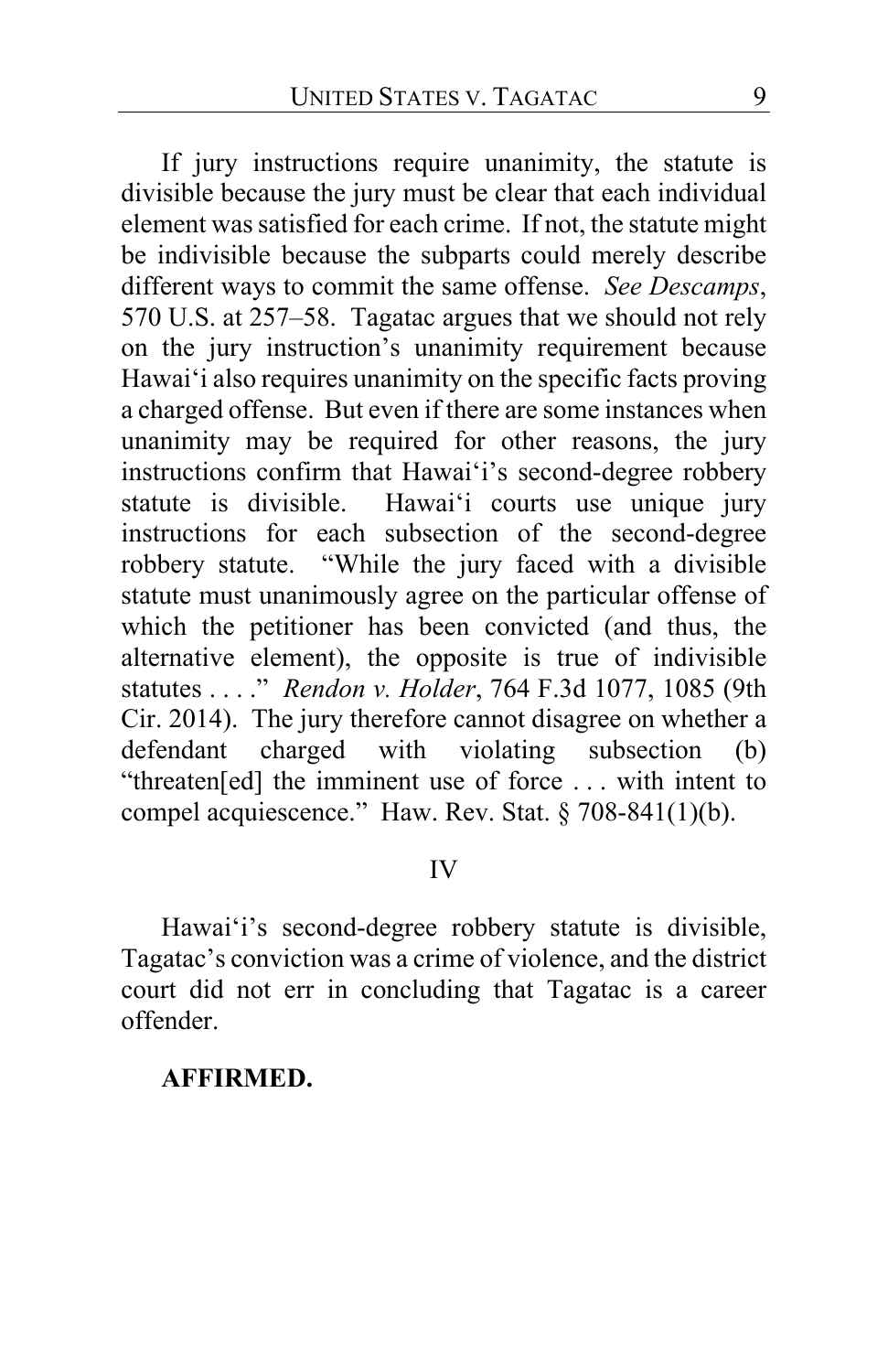If jury instructions require unanimity, the statute is divisible because the jury must be clear that each individual element was satisfied for each crime. If not, the statute might be indivisible because the subparts could merely describe different ways to commit the same offense. *See Descamps*, 570 U.S. at 257–58. Tagatac argues that we should not rely on the jury instruction's unanimity requirement because Hawai'i also requires unanimity on the specific facts proving a charged offense. But even if there are some instances when unanimity may be required for other reasons, the jury instructions confirm that Hawai'i's second-degree robbery statute is divisible. Hawai'i courts use unique jury instructions for each subsection of the second-degree robbery statute. "While the jury faced with a divisible statute must unanimously agree on the particular offense of which the petitioner has been convicted (and thus, the alternative element), the opposite is true of indivisible statutes . . . ." *Rendon v. Holder*, 764 F.3d 1077, 1085 (9th Cir. 2014). The jury therefore cannot disagree on whether a defendant charged with violating subsection (b) "threaten[ed] the imminent use of force . . . with intent to compel acquiescence." Haw. Rev. Stat. § 708-841(1)(b).

## IV

Hawai'i's second-degree robbery statute is divisible, Tagatac's conviction was a crime of violence, and the district court did not err in concluding that Tagatac is a career offender.

**AFFIRMED.**